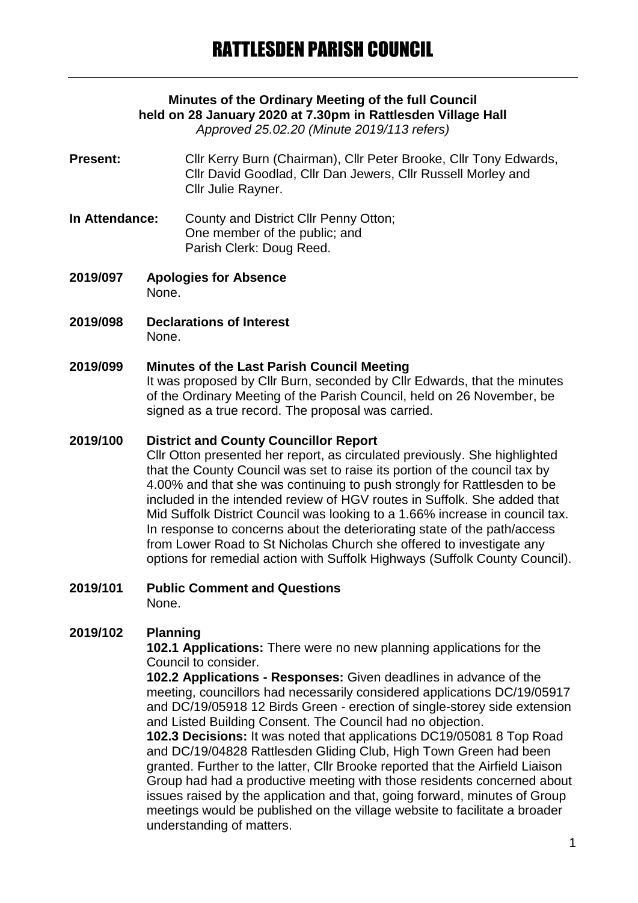# RATTLESDEN PARISH COUNCIL

**Minutes of the Ordinary Meeting of the full Council held on 28 January 2020 at 7.30pm in Rattlesden Village Hall**
*Approved 25.02.20 (Minute 2019/113 refers)*

**Present:** Cllr Kerry Burn (Chairman), Cllr Peter Brooke, Cllr Tony Edwards, Cllr David Goodlad, Cllr Dan Jewers, Cllr Russell Morley and Cllr Julie Rayner.

**In Attendance:** County and District Cllr Penny Otton; One member of the public; and Parish Clerk: Doug Reed.

**2019/097 Apologies for Absence**
None.

**2019/098 Declarations of Interest**
None.

**2019/099 Minutes of the Last Parish Council Meeting**
It was proposed by Cllr Burn, seconded by Cllr Edwards, that the minutes of the Ordinary Meeting of the Parish Council, held on 26 November, be signed as a true record. The proposal was carried.

**2019/100 District and County Councillor Report**
Cllr Otton presented her report, as circulated previously. She highlighted that the County Council was set to raise its portion of the council tax by 4.00% and that she was continuing to push strongly for Rattlesden to be included in the intended review of HGV routes in Suffolk. She added that Mid Suffolk District Council was looking to a 1.66% increase in council tax. In response to concerns about the deteriorating state of the path/access from Lower Road to St Nicholas Church she offered to investigate any options for remedial action with Suffolk Highways (Suffolk County Council).

**2019/101 Public Comment and Questions**
None.

**2019/102 Planning**

**102.1 Applications:** There were no new planning applications for the Council to consider.

**102.2 Applications - Responses:** Given deadlines in advance of the meeting, councillors had necessarily considered applications DC/19/05917 and DC/19/05918 12 Birds Green - erection of single-storey side extension and Listed Building Consent. The Council had no objection.

**102.3 Decisions:** It was noted that applications DC19/05081 8 Top Road and DC/19/04828 Rattlesden Gliding Club, High Town Green had been granted. Further to the latter, Cllr Brooke reported that the Airfield Liaison Group had had a productive meeting with those residents concerned about issues raised by the application and that, going forward, minutes of Group meetings would be published on the village website to facilitate a broader understanding of matters.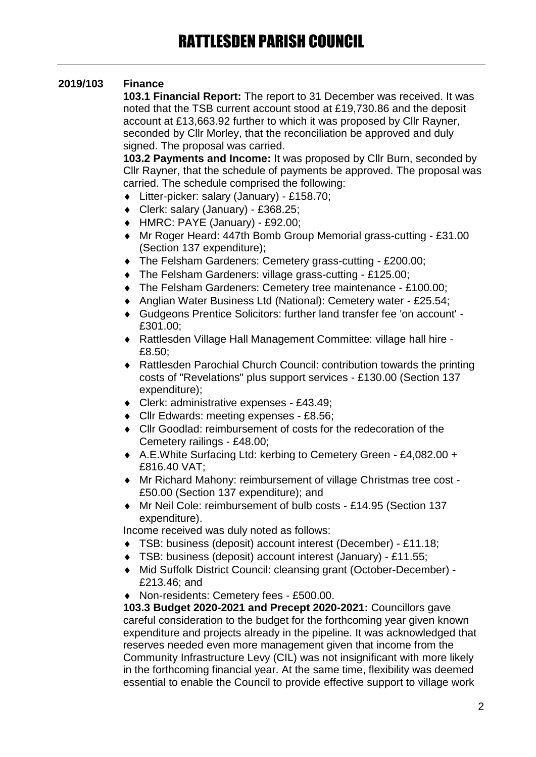**2019/103 Finance**

**103.1 Financial Report:** The report to 31 December was received. It was noted that the TSB current account stood at £19,730.86 and the deposit account at £13,663.92 further to which it was proposed by Cllr Rayner, seconded by Cllr Morley, that the reconciliation be approved and duly signed. The proposal was carried.

**103.2 Payments and Income:** It was proposed by Cllr Burn, seconded by Cllr Rayner, that the schedule of payments be approved. The proposal was carried. The schedule comprised the following:

- Litter-picker: salary (January) - £158.70;
- Clerk: salary (January) - £368.25;
- HMRC: PAYE (January) - £92.00;
- Mr Roger Heard: 447th Bomb Group Memorial grass-cutting - £31.00 (Section 137 expenditure);
- The Felsham Gardeners: Cemetery grass-cutting - £200.00;
- The Felsham Gardeners: village grass-cutting - £125.00;
- The Felsham Gardeners: Cemetery tree maintenance - £100.00;
- Anglian Water Business Ltd (National): Cemetery water - £25.54;
- Gudgeons Prentice Solicitors: further land transfer fee 'on account' - £301.00;
- Rattlesden Village Hall Management Committee: village hall hire - £8.50;
- Rattlesden Parochial Church Council: contribution towards the printing costs of "Revelations" plus support services - £130.00 (Section 137 expenditure);
- Clerk: administrative expenses - £43.49;
- Cllr Edwards: meeting expenses - £8.56;
- Cllr Goodlad: reimbursement of costs for the redecoration of the Cemetery railings - £48.00;
- A.E.White Surfacing Ltd: kerbing to Cemetery Green - £4,082.00 + £816.40 VAT;
- Mr Richard Mahony: reimbursement of village Christmas tree cost - £50.00 (Section 137 expenditure); and
- Mr Neil Cole: reimbursement of bulb costs - £14.95 (Section 137 expenditure).

Income received was duly noted as follows:

- TSB: business (deposit) account interest (December) - £11.18;
- TSB: business (deposit) account interest (January) - £11.55;
- Mid Suffolk District Council: cleansing grant (October-December) - £213.46; and
- Non-residents: Cemetery fees - £500.00.

**103.3 Budget 2020-2021 and Precept 2020-2021:** Councillors gave careful consideration to the budget for the forthcoming year given known expenditure and projects already in the pipeline. It was acknowledged that reserves needed even more management given that income from the Community Infrastructure Levy (CIL) was not insignificant with more likely in the forthcoming financial year. At the same time, flexibility was deemed essential to enable the Council to provide effective support to village work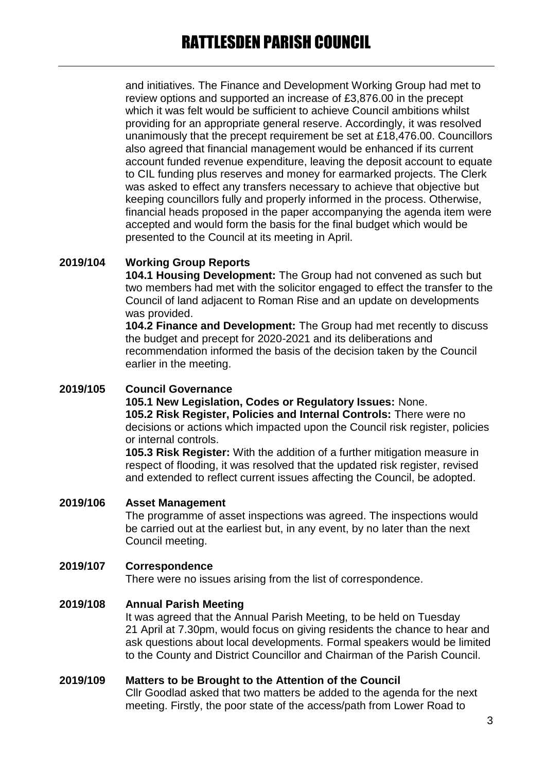and initiatives. The Finance and Development Working Group had met to review options and supported an increase of £3,876.00 in the precept which it was felt would be sufficient to achieve Council ambitions whilst providing for an appropriate general reserve. Accordingly, it was resolved unanimously that the precept requirement be set at £18,476.00. Councillors also agreed that financial management would be enhanced if its current account funded revenue expenditure, leaving the deposit account to equate to CIL funding plus reserves and money for earmarked projects. The Clerk was asked to effect any transfers necessary to achieve that objective but keeping councillors fully and properly informed in the process. Otherwise, financial heads proposed in the paper accompanying the agenda item were accepted and would form the basis for the final budget which would be presented to the Council at its meeting in April.

**2019/104 Working Group Reports**

**104.1 Housing Development:** The Group had not convened as such but two members had met with the solicitor engaged to effect the transfer to the Council of land adjacent to Roman Rise and an update on developments was provided.

**104.2 Finance and Development:** The Group had met recently to discuss the budget and precept for 2020-2021 and its deliberations and recommendation informed the basis of the decision taken by the Council earlier in the meeting.

**2019/105 Council Governance**

**105.1 New Legislation, Codes or Regulatory Issues:** None.

**105.2 Risk Register, Policies and Internal Controls:** There were no decisions or actions which impacted upon the Council risk register, policies or internal controls.

**105.3 Risk Register:** With the addition of a further mitigation measure in respect of flooding, it was resolved that the updated risk register, revised and extended to reflect current issues affecting the Council, be adopted.

**2019/106 Asset Management**

The programme of asset inspections was agreed. The inspections would be carried out at the earliest but, in any event, by no later than the next Council meeting.

**2019/107 Correspondence**

There were no issues arising from the list of correspondence.

**2019/108 Annual Parish Meeting**

It was agreed that the Annual Parish Meeting, to be held on Tuesday 21 April at 7.30pm, would focus on giving residents the chance to hear and ask questions about local developments. Formal speakers would be limited to the County and District Councillor and Chairman of the Parish Council.

**2019/109 Matters to be Brought to the Attention of the Council**

Cllr Goodlad asked that two matters be added to the agenda for the next meeting. Firstly, the poor state of the access/path from Lower Road to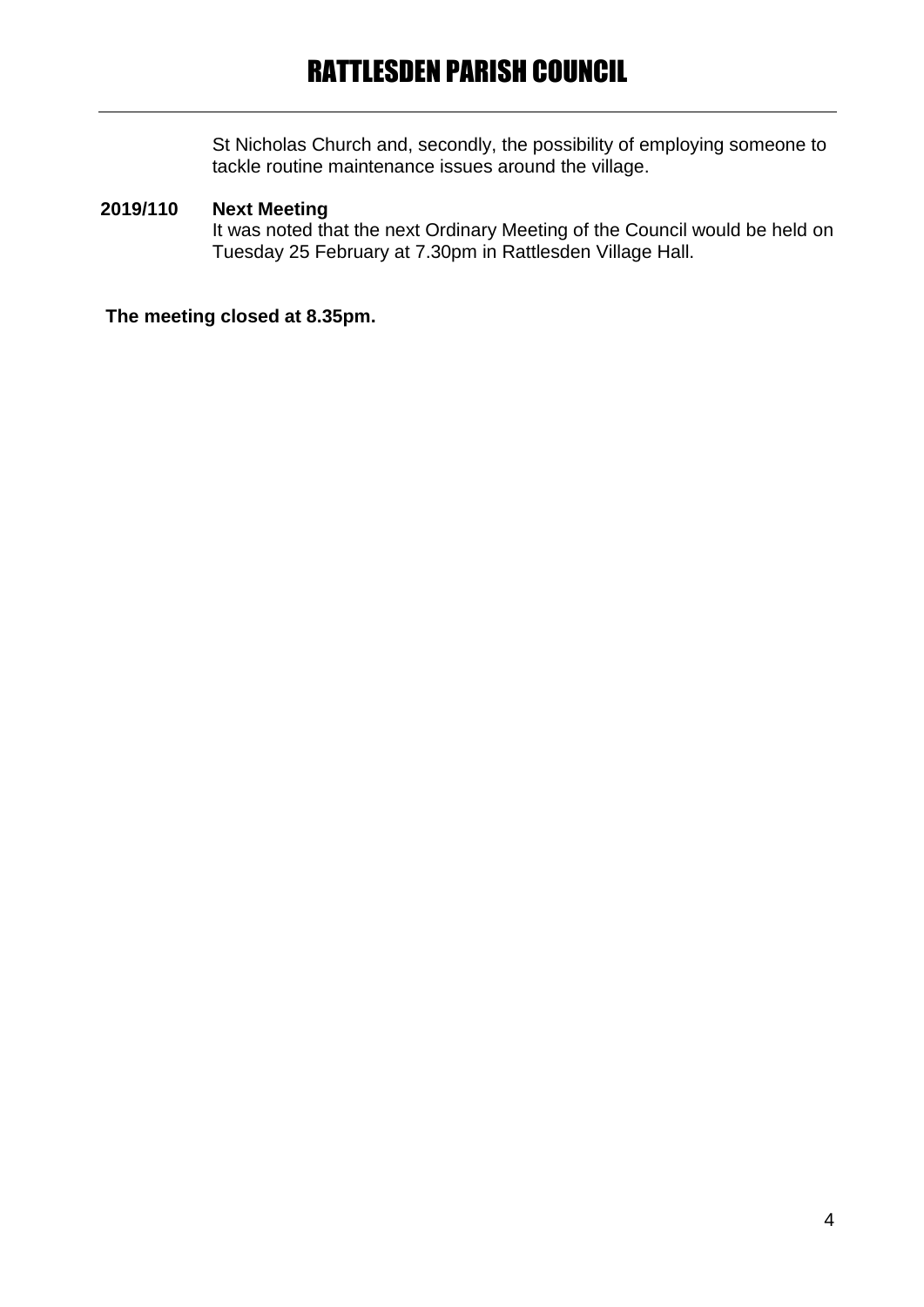St Nicholas Church and, secondly, the possibility of employing someone to tackle routine maintenance issues around the village.

**2019/110 Next Meeting**

It was noted that the next Ordinary Meeting of the Council would be held on Tuesday 25 February at 7.30pm in Rattlesden Village Hall.

**The meeting closed at 8.35pm.**